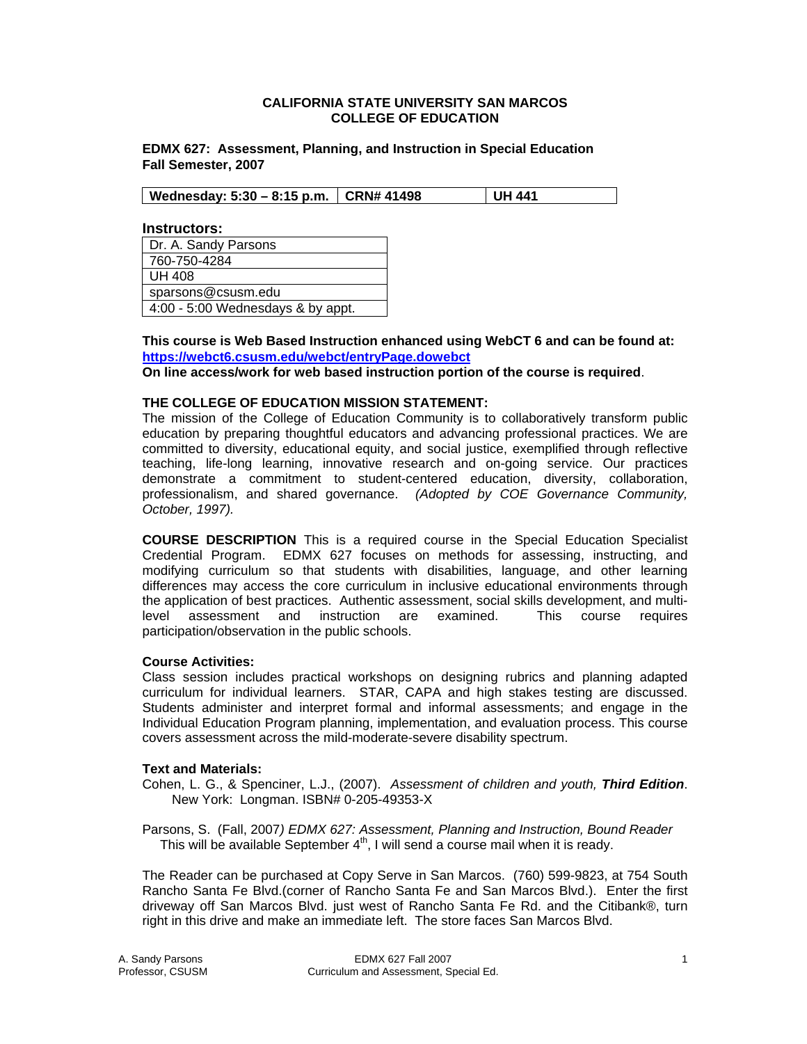**CALIFORNIA STATE UNIVERSITY SAN MARCOS**
**COLLEGE OF EDUCATION**

**EDMX 627: Assessment, Planning, and Instruction in Special Education**
**Fall Semester, 2007**

| Wednesday: 5:30 – 8:15 p.m. | CRN# 41498 | UH 441 |
|---|---|---|

**Instructors:**

| Dr. A. Sandy Parsons |
|---|
| 760-750-4284 |
| UH 408 |
| sparsons@csusm.edu |
| 4:00 - 5:00 Wednesdays & by appt. |

**This course is Web Based Instruction enhanced using WebCT 6 and can be found at: https://webct6.csusm.edu/webct/entryPage.dowebct**
**On line access/work for web based instruction portion of the course is required**.

**THE COLLEGE OF EDUCATION MISSION STATEMENT:**
The mission of the College of Education Community is to collaboratively transform public education by preparing thoughtful educators and advancing professional practices. We are committed to diversity, educational equity, and social justice, exemplified through reflective teaching, life-long learning, innovative research and on-going service. Our practices demonstrate a commitment to student-centered education, diversity, collaboration, professionalism, and shared governance. *(Adopted by COE Governance Community, October, 1997).*

**COURSE DESCRIPTION** This is a required course in the Special Education Specialist Credential Program. EDMX 627 focuses on methods for assessing, instructing, and modifying curriculum so that students with disabilities, language, and other learning differences may access the core curriculum in inclusive educational environments through the application of best practices. Authentic assessment, social skills development, and multi-level assessment and instruction are examined. This course requires participation/observation in the public schools.

**Course Activities:**
Class session includes practical workshops on designing rubrics and planning adapted curriculum for individual learners. STAR, CAPA and high stakes testing are discussed. Students administer and interpret formal and informal assessments; and engage in the Individual Education Program planning, implementation, and evaluation process. This course covers assessment across the mild-moderate-severe disability spectrum.

**Text and Materials:**
Cohen, L. G., & Spenciner, L.J., (2007). *Assessment of children and youth, **Third Edition***. New York: Longman. ISBN# 0-205-49353-X

Parsons, S. (Fall, 2007*) EDMX 627: Assessment, Planning and Instruction, Bound Reader*
This will be available September 4th, I will send a course mail when it is ready.

The Reader can be purchased at Copy Serve in San Marcos. (760) 599-9823, at 754 South Rancho Santa Fe Blvd.(corner of Rancho Santa Fe and San Marcos Blvd.). Enter the first driveway off San Marcos Blvd. just west of Rancho Santa Fe Rd. and the Citibank®, turn right in this drive and make an immediate left. The store faces San Marcos Blvd.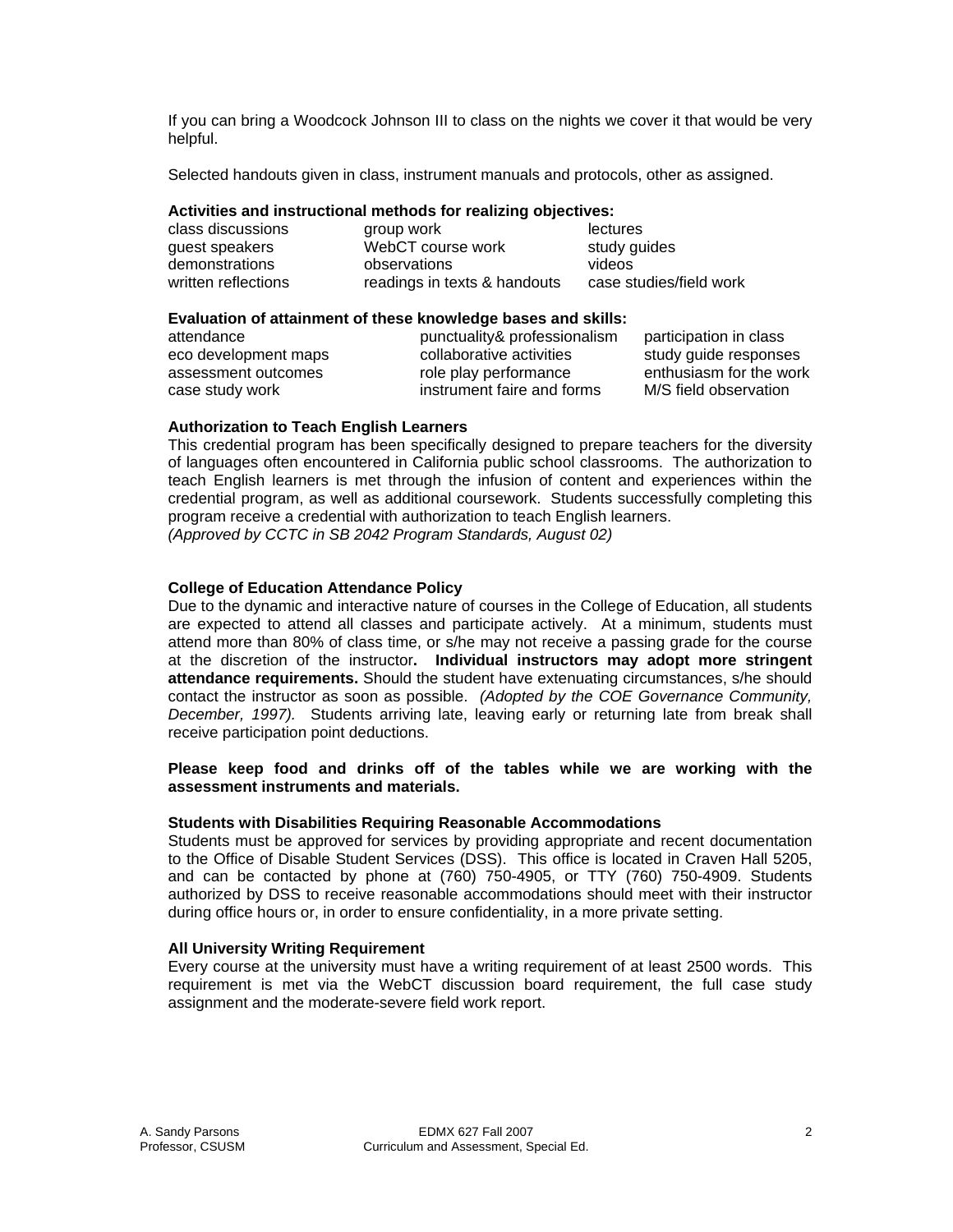If you can bring a Woodcock Johnson III to class on the nights we cover it that would be very helpful.

Selected handouts given in class, instrument manuals and protocols, other as assigned.

**Activities and instructional methods for realizing objectives:**

| | | |
|---|---|---|
| class discussions | group work | lectures |
| guest speakers | WebCT course work | study guides |
| demonstrations | observations | videos |
| written reflections | readings in texts & handouts | case studies/field work |

**Evaluation of attainment of these knowledge bases and skills:**

| | | |
|---|---|---|
| attendance | punctuality& professionalism | participation in class |
| eco development maps | collaborative activities | study guide responses |
| assessment outcomes | role play performance | enthusiasm for the work |
| case study work | instrument faire and forms | M/S field observation |

**Authorization to Teach English Learners**
This credential program has been specifically designed to prepare teachers for the diversity of languages often encountered in California public school classrooms. The authorization to teach English learners is met through the infusion of content and experiences within the credential program, as well as additional coursework. Students successfully completing this program receive a credential with authorization to teach English learners.
*(Approved by CCTC in SB 2042 Program Standards, August 02)*

**College of Education Attendance Policy**
Due to the dynamic and interactive nature of courses in the College of Education, all students are expected to attend all classes and participate actively. At a minimum, students must attend more than 80% of class time, or s/he may not receive a passing grade for the course at the discretion of the instructor**. Individual instructors may adopt more stringent attendance requirements.** Should the student have extenuating circumstances, s/he should contact the instructor as soon as possible. *(Adopted by the COE Governance Community, December, 1997).* Students arriving late, leaving early or returning late from break shall receive participation point deductions.

**Please keep food and drinks off of the tables while we are working with the assessment instruments and materials.**

**Students with Disabilities Requiring Reasonable Accommodations**
Students must be approved for services by providing appropriate and recent documentation to the Office of Disable Student Services (DSS). This office is located in Craven Hall 5205, and can be contacted by phone at (760) 750-4905, or TTY (760) 750-4909. Students authorized by DSS to receive reasonable accommodations should meet with their instructor during office hours or, in order to ensure confidentiality, in a more private setting.

**All University Writing Requirement**
Every course at the university must have a writing requirement of at least 2500 words. This requirement is met via the WebCT discussion board requirement, the full case study assignment and the moderate-severe field work report.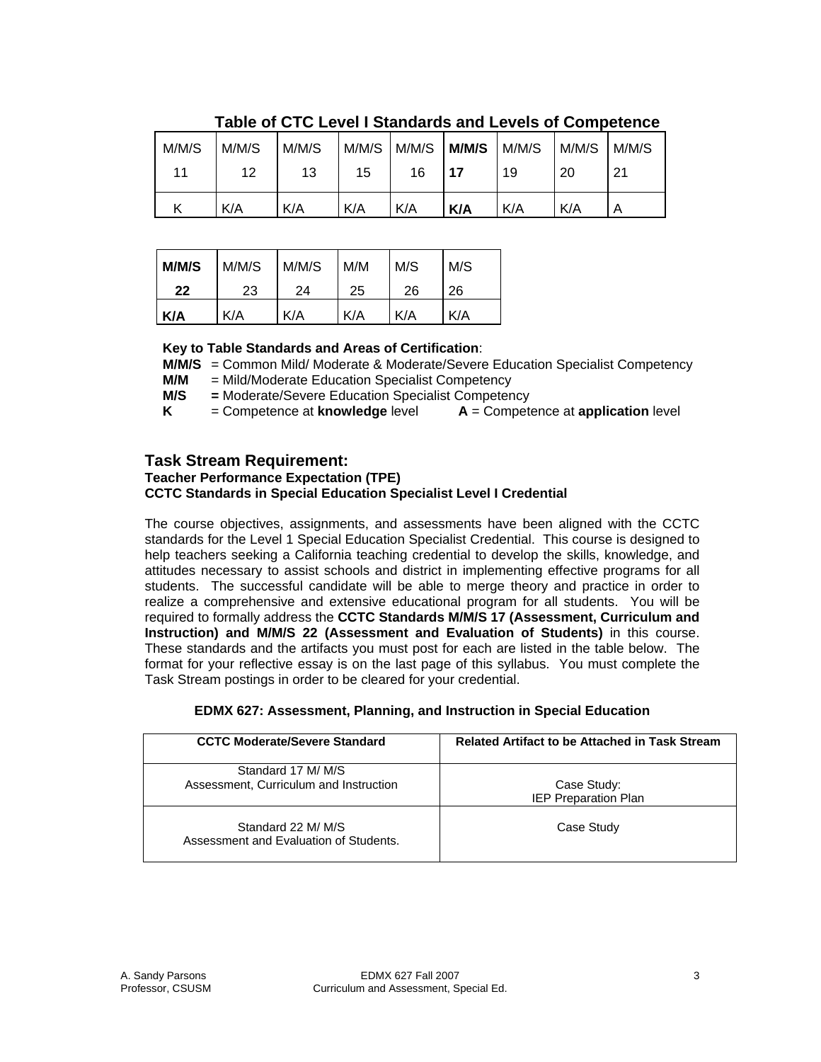## Table of CTC Level I Standards and Levels of Competence

| M/M/S 11 | M/M/S 12 | M/M/S 13 | M/M/S 15 | M/M/S 16 | **M/M/S 17** | M/M/S 19 | M/M/S 20 | M/M/S 21 |
|---|---|---|---|---|---|---|---|---|
| K | K/A | K/A | K/A | K/A | **K/A** | K/A | K/A | A |

| **M/M/S 22** | M/M/S 23 | M/M/S 24 | M/M 25 | M/S 26 | M/S 26 |
|---|---|---|---|---|---|
| **K/A** | K/A | K/A | K/A | K/A | K/A |

**Key to Table Standards and Areas of Certification**:

**M/M/S** = Common Mild/ Moderate & Moderate/Severe Education Specialist Competency
**M/M** = Mild/Moderate Education Specialist Competency
**M/S** **=** Moderate/Severe Education Specialist Competency
**K** = Competence at **knowledge** level **A** = Competence at **application** level

## Task Stream Requirement:

**Teacher Performance Expectation (TPE)**
**CCTC Standards in Special Education Specialist Level I Credential**

The course objectives, assignments, and assessments have been aligned with the CCTC standards for the Level 1 Special Education Specialist Credential. This course is designed to help teachers seeking a California teaching credential to develop the skills, knowledge, and attitudes necessary to assist schools and district in implementing effective programs for all students. The successful candidate will be able to merge theory and practice in order to realize a comprehensive and extensive educational program for all students. You will be required to formally address the **CCTC Standards M/M/S 17 (Assessment, Curriculum and Instruction) and M/M/S 22 (Assessment and Evaluation of Students)** in this course. These standards and the artifacts you must post for each are listed in the table below. The format for your reflective essay is on the last page of this syllabus. You must complete the Task Stream postings in order to be cleared for your credential.

**EDMX 627: Assessment, Planning, and Instruction in Special Education**

| CCTC Moderate/Severe Standard | Related Artifact to be Attached in Task Stream |
|---|---|
| Standard 17 M/ M/S<br>Assessment, Curriculum and Instruction | Case Study:<br>IEP Preparation Plan |
| Standard 22 M/ M/S<br>Assessment and Evaluation of Students. | Case Study |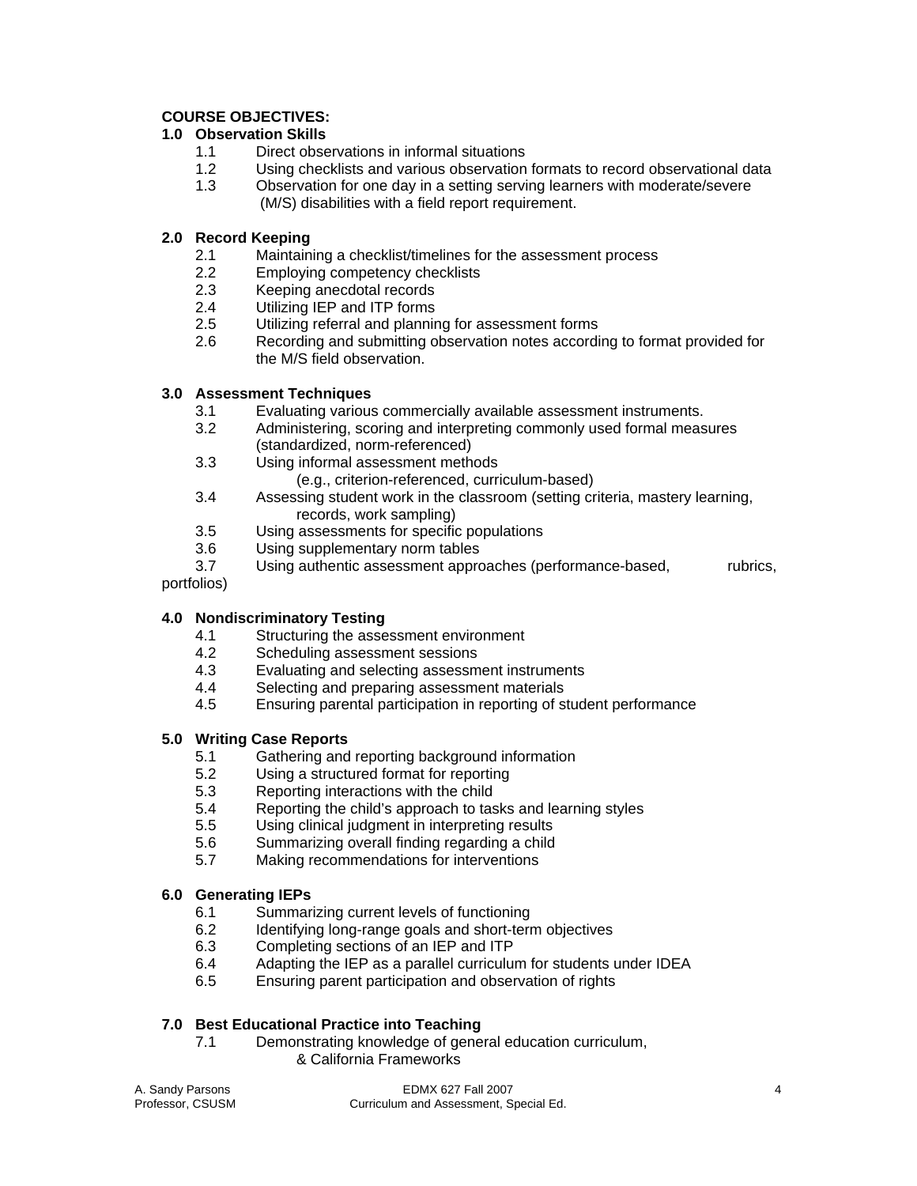**COURSE OBJECTIVES:**

**1.0 Observation Skills**

- 1.1 Direct observations in informal situations
- 1.2 Using checklists and various observation formats to record observational data
- 1.3 Observation for one day in a setting serving learners with moderate/severe (M/S) disabilities with a field report requirement.

**2.0 Record Keeping**

- 2.1 Maintaining a checklist/timelines for the assessment process
- 2.2 Employing competency checklists
- 2.3 Keeping anecdotal records
- 2.4 Utilizing IEP and ITP forms
- 2.5 Utilizing referral and planning for assessment forms
- 2.6 Recording and submitting observation notes according to format provided for the M/S field observation.

**3.0 Assessment Techniques**

- 3.1 Evaluating various commercially available assessment instruments.
- 3.2 Administering, scoring and interpreting commonly used formal measures (standardized, norm-referenced)
- 3.3 Using informal assessment methods (e.g., criterion-referenced, curriculum-based)
- 3.4 Assessing student work in the classroom (setting criteria, mastery learning, records, work sampling)
- 3.5 Using assessments for specific populations
- 3.6 Using supplementary norm tables
- 3.7 Using authentic assessment approaches (performance-based, rubrics, portfolios)

**4.0 Nondiscriminatory Testing**

- 4.1 Structuring the assessment environment
- 4.2 Scheduling assessment sessions
- 4.3 Evaluating and selecting assessment instruments
- 4.4 Selecting and preparing assessment materials
- 4.5 Ensuring parental participation in reporting of student performance

**5.0 Writing Case Reports**

- 5.1 Gathering and reporting background information
- 5.2 Using a structured format for reporting
- 5.3 Reporting interactions with the child
- 5.4 Reporting the child's approach to tasks and learning styles
- 5.5 Using clinical judgment in interpreting results
- 5.6 Summarizing overall finding regarding a child
- 5.7 Making recommendations for interventions

**6.0 Generating IEPs**

- 6.1 Summarizing current levels of functioning
- 6.2 Identifying long-range goals and short-term objectives
- 6.3 Completing sections of an IEP and ITP
- 6.4 Adapting the IEP as a parallel curriculum for students under IDEA
- 6.5 Ensuring parent participation and observation of rights

**7.0 Best Educational Practice into Teaching**

- 7.1 Demonstrating knowledge of general education curriculum, & California Frameworks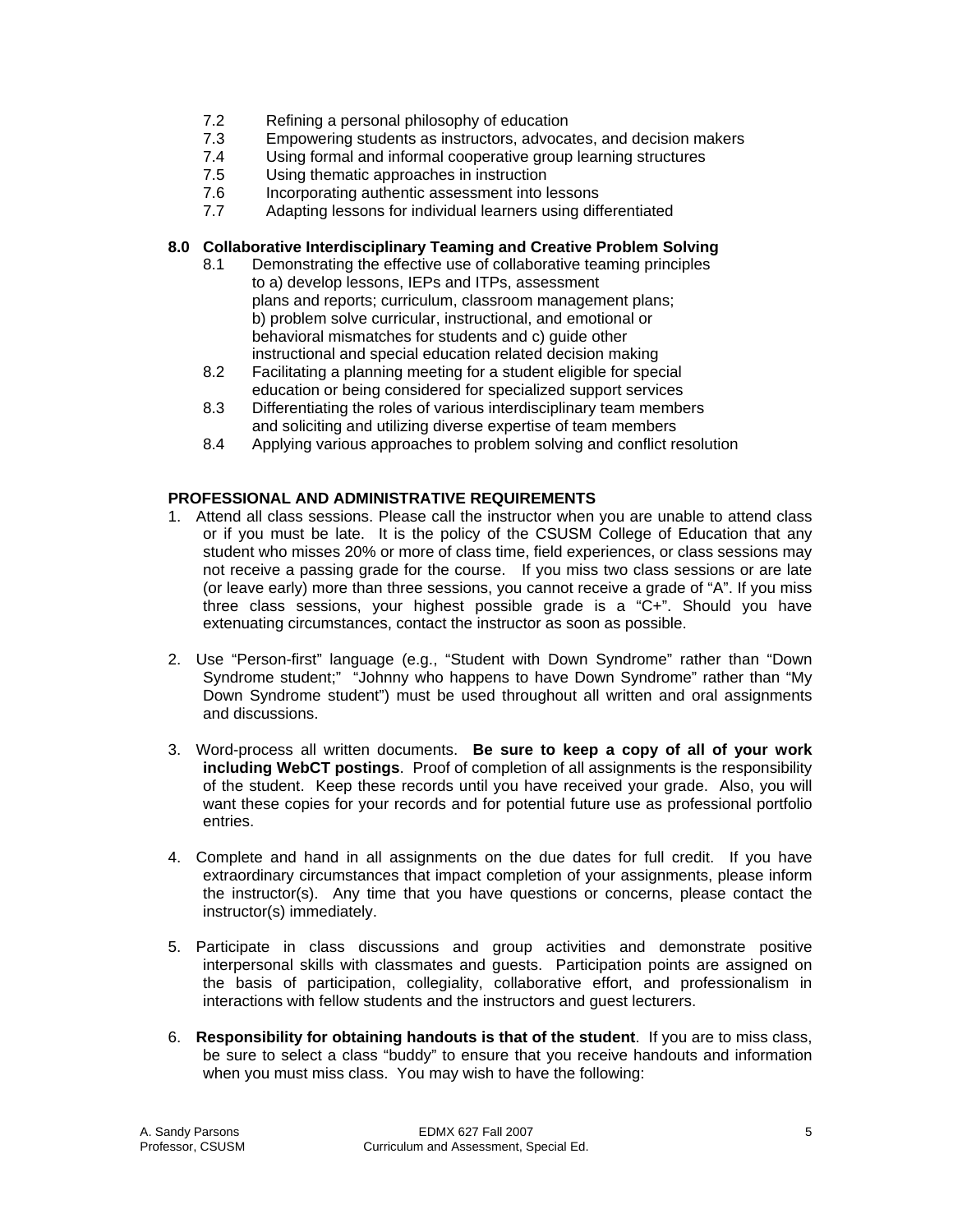7.2 Refining a personal philosophy of education
7.3 Empowering students as instructors, advocates, and decision makers
7.4 Using formal and informal cooperative group learning structures
7.5 Using thematic approaches in instruction
7.6 Incorporating authentic assessment into lessons
7.7 Adapting lessons for individual learners using differentiated

**8.0 Collaborative Interdisciplinary Teaming and Creative Problem Solving**

8.1 Demonstrating the effective use of collaborative teaming principles to a) develop lessons, IEPs and ITPs, assessment plans and reports; curriculum, classroom management plans; b) problem solve curricular, instructional, and emotional or behavioral mismatches for students and c) guide other instructional and special education related decision making
8.2 Facilitating a planning meeting for a student eligible for special education or being considered for specialized support services
8.3 Differentiating the roles of various interdisciplinary team members and soliciting and utilizing diverse expertise of team members
8.4 Applying various approaches to problem solving and conflict resolution

**PROFESSIONAL AND ADMINISTRATIVE REQUIREMENTS**

1. Attend all class sessions. Please call the instructor when you are unable to attend class or if you must be late. It is the policy of the CSUSM College of Education that any student who misses 20% or more of class time, field experiences, or class sessions may not receive a passing grade for the course. If you miss two class sessions or are late (or leave early) more than three sessions, you cannot receive a grade of "A". If you miss three class sessions, your highest possible grade is a "C+". Should you have extenuating circumstances, contact the instructor as soon as possible.

2. Use "Person-first" language (e.g., "Student with Down Syndrome" rather than "Down Syndrome student;" "Johnny who happens to have Down Syndrome" rather than "My Down Syndrome student") must be used throughout all written and oral assignments and discussions.

3. Word-process all written documents. **Be sure to keep a copy of all of your work including WebCT postings**. Proof of completion of all assignments is the responsibility of the student. Keep these records until you have received your grade. Also, you will want these copies for your records and for potential future use as professional portfolio entries.

4. Complete and hand in all assignments on the due dates for full credit. If you have extraordinary circumstances that impact completion of your assignments, please inform the instructor(s). Any time that you have questions or concerns, please contact the instructor(s) immediately.

5. Participate in class discussions and group activities and demonstrate positive interpersonal skills with classmates and guests. Participation points are assigned on the basis of participation, collegiality, collaborative effort, and professionalism in interactions with fellow students and the instructors and guest lecturers.

6. **Responsibility for obtaining handouts is that of the student**. If you are to miss class, be sure to select a class "buddy" to ensure that you receive handouts and information when you must miss class. You may wish to have the following: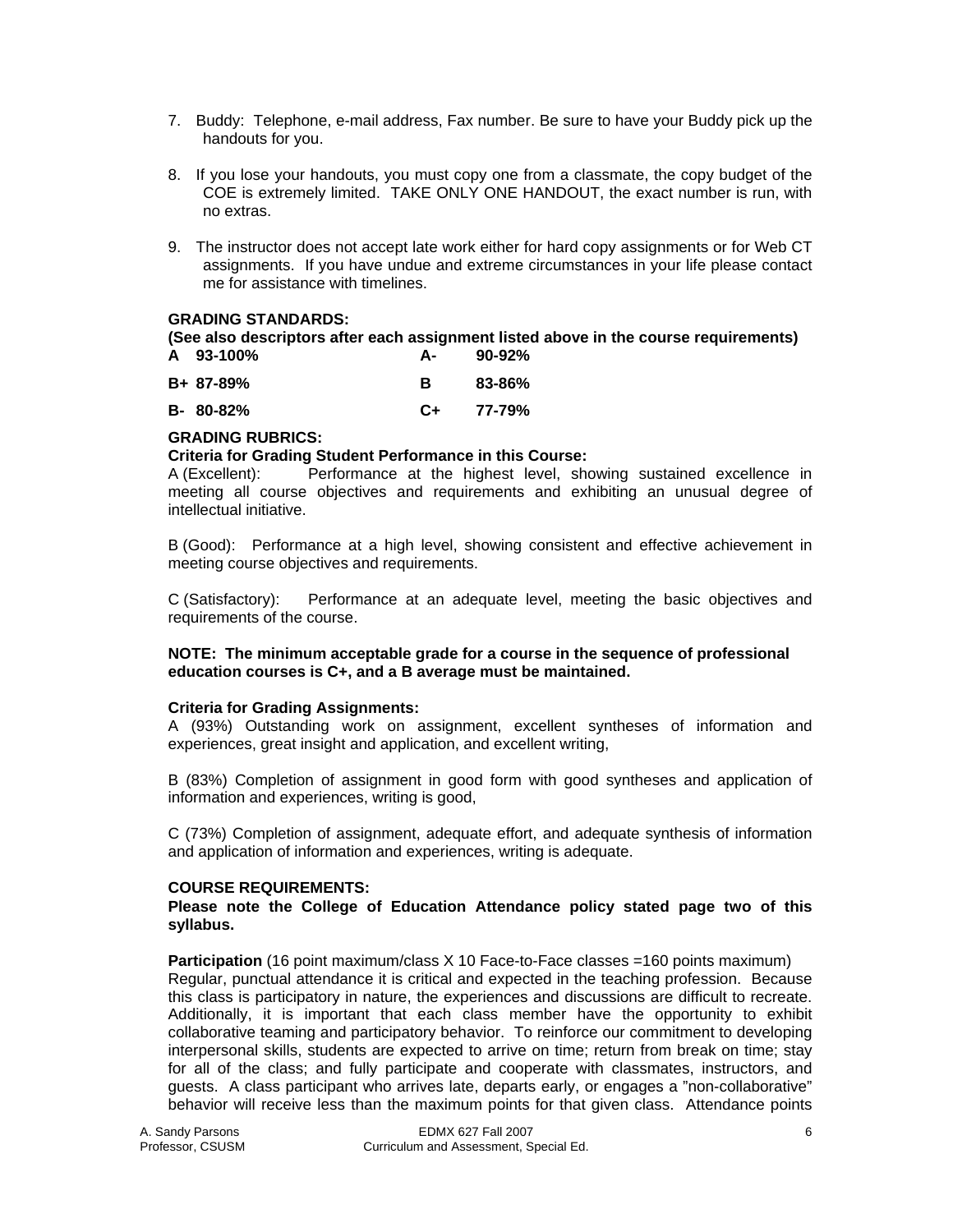7. Buddy: Telephone, e-mail address, Fax number. Be sure to have your Buddy pick up the handouts for you.

8. If you lose your handouts, you must copy one from a classmate, the copy budget of the COE is extremely limited. TAKE ONLY ONE HANDOUT, the exact number is run, with no extras.

9. The instructor does not accept late work either for hard copy assignments or for Web CT assignments. If you have undue and extreme circumstances in your life please contact me for assistance with timelines.

**GRADING STANDARDS:**
**(See also descriptors after each assignment listed above in the course requirements)**

| | | | |
|---|---|---|---|
| **A** | **93-100%** | **A-** | **90-92%** |
| **B+** | **87-89%** | **B** | **83-86%** |
| **B-** | **80-82%** | **C+** | **77-79%** |

**GRADING RUBRICS:**
**Criteria for Grading Student Performance in this Course:**
A (Excellent): Performance at the highest level, showing sustained excellence in meeting all course objectives and requirements and exhibiting an unusual degree of intellectual initiative.

B (Good): Performance at a high level, showing consistent and effective achievement in meeting course objectives and requirements.

C (Satisfactory): Performance at an adequate level, meeting the basic objectives and requirements of the course.

**NOTE: The minimum acceptable grade for a course in the sequence of professional education courses is C+, and a B average must be maintained.**

**Criteria for Grading Assignments:**
A (93%) Outstanding work on assignment, excellent syntheses of information and experiences, great insight and application, and excellent writing,

B (83%) Completion of assignment in good form with good syntheses and application of information and experiences, writing is good,

C (73%) Completion of assignment, adequate effort, and adequate synthesis of information and application of information and experiences, writing is adequate.

**COURSE REQUIREMENTS:**
**Please note the College of Education Attendance policy stated page two of this syllabus.**

**Participation** (16 point maximum/class X 10 Face-to-Face classes =160 points maximum)
Regular, punctual attendance it is critical and expected in the teaching profession. Because this class is participatory in nature, the experiences and discussions are difficult to recreate. Additionally, it is important that each class member have the opportunity to exhibit collaborative teaming and participatory behavior. To reinforce our commitment to developing interpersonal skills, students are expected to arrive on time; return from break on time; stay for all of the class; and fully participate and cooperate with classmates, instructors, and guests. A class participant who arrives late, departs early, or engages a "non-collaborative" behavior will receive less than the maximum points for that given class. Attendance points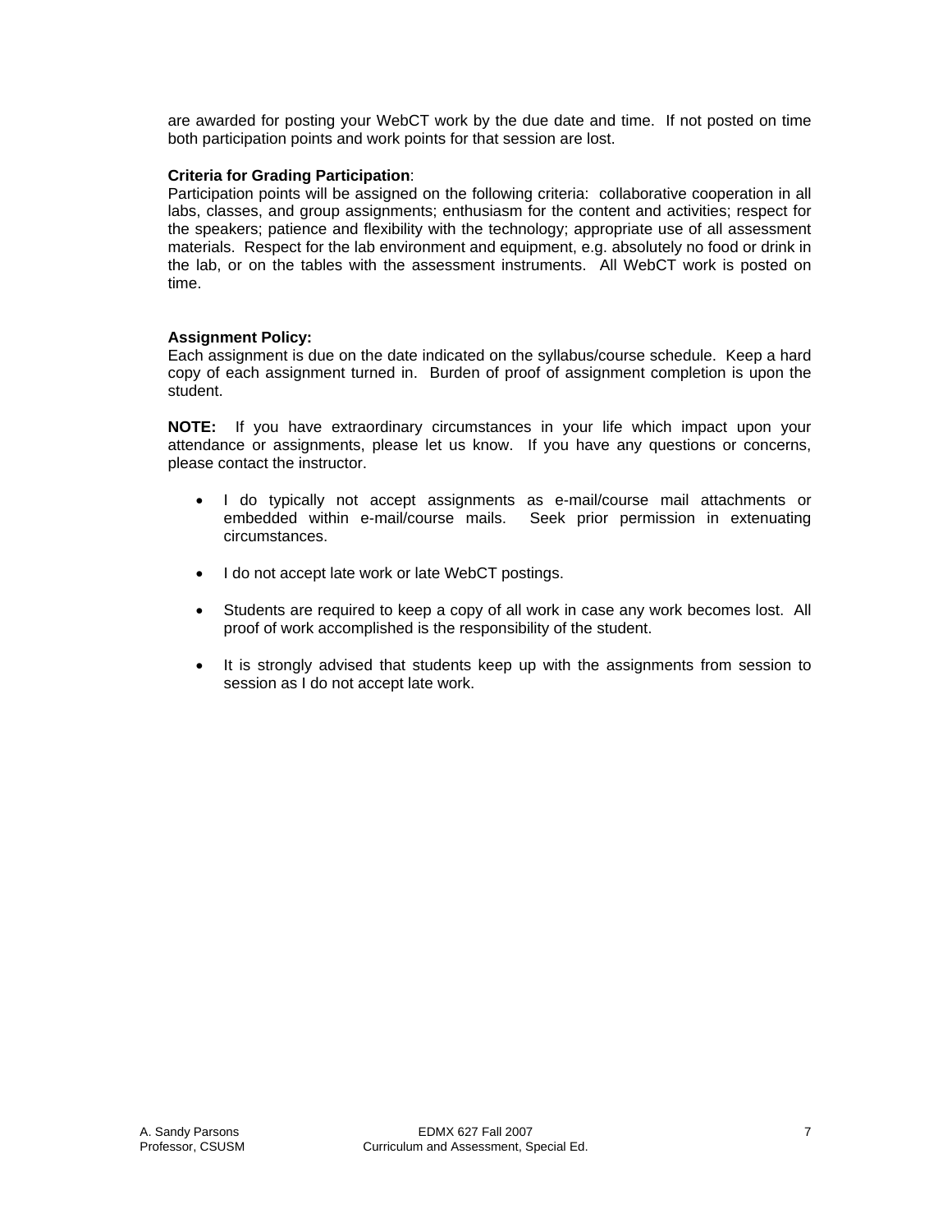are awarded for posting your WebCT work by the due date and time. If not posted on time both participation points and work points for that session are lost.

**Criteria for Grading Participation**:
Participation points will be assigned on the following criteria: collaborative cooperation in all labs, classes, and group assignments; enthusiasm for the content and activities; respect for the speakers; patience and flexibility with the technology; appropriate use of all assessment materials. Respect for the lab environment and equipment, e.g. absolutely no food or drink in the lab, or on the tables with the assessment instruments. All WebCT work is posted on time.

**Assignment Policy:**
Each assignment is due on the date indicated on the syllabus/course schedule. Keep a hard copy of each assignment turned in. Burden of proof of assignment completion is upon the student.

**NOTE:** If you have extraordinary circumstances in your life which impact upon your attendance or assignments, please let us know. If you have any questions or concerns, please contact the instructor.

- I do typically not accept assignments as e-mail/course mail attachments or embedded within e-mail/course mails. Seek prior permission in extenuating circumstances.
- I do not accept late work or late WebCT postings.
- Students are required to keep a copy of all work in case any work becomes lost. All proof of work accomplished is the responsibility of the student.
- It is strongly advised that students keep up with the assignments from session to session as I do not accept late work.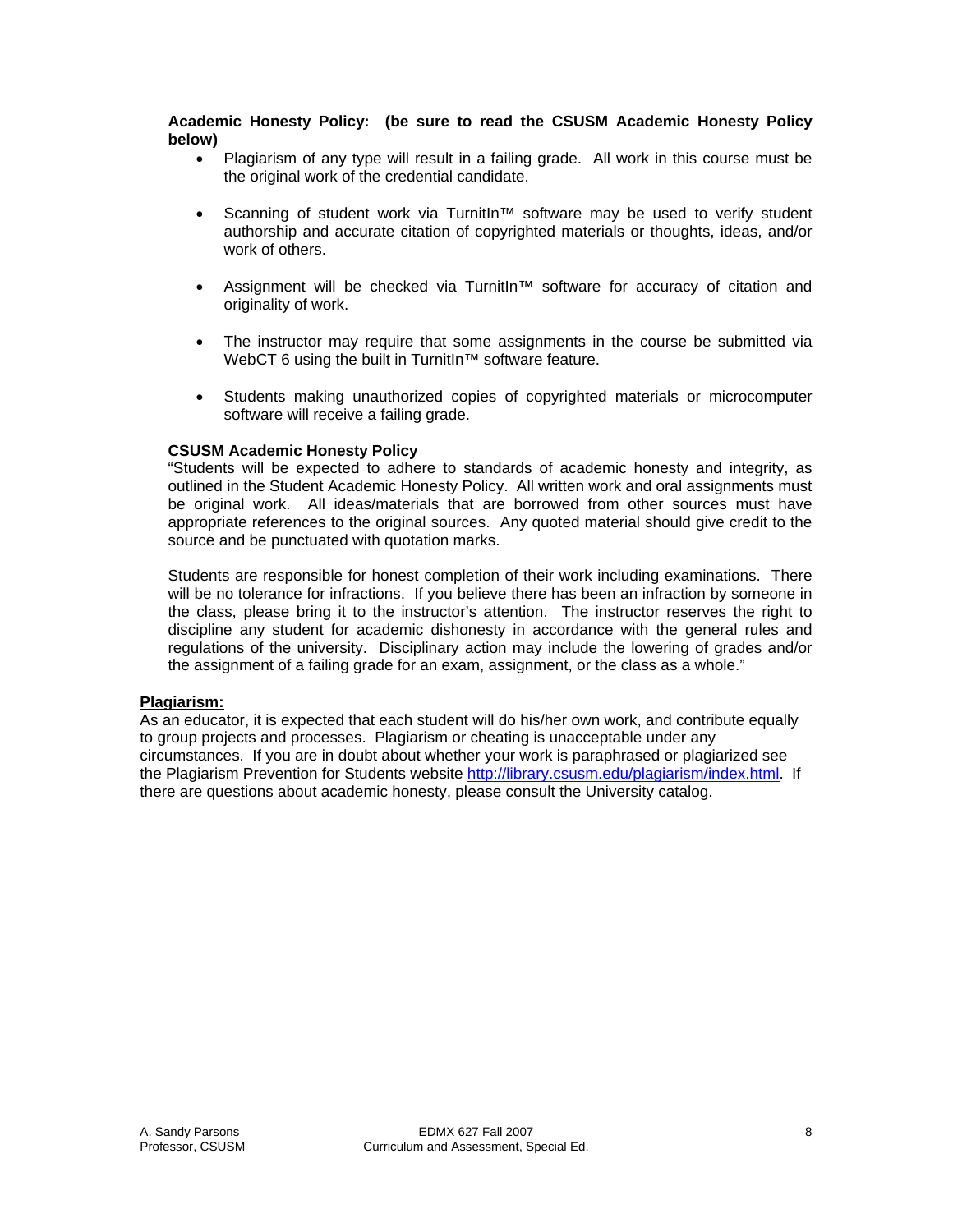**Academic Honesty Policy: (be sure to read the CSUSM Academic Honesty Policy below)**

- Plagiarism of any type will result in a failing grade. All work in this course must be the original work of the credential candidate.
- Scanning of student work via TurnitIn™ software may be used to verify student authorship and accurate citation of copyrighted materials or thoughts, ideas, and/or work of others.
- Assignment will be checked via TurnitIn™ software for accuracy of citation and originality of work.
- The instructor may require that some assignments in the course be submitted via WebCT 6 using the built in TurnitIn™ software feature.
- Students making unauthorized copies of copyrighted materials or microcomputer software will receive a failing grade.

**CSUSM Academic Honesty Policy**

"Students will be expected to adhere to standards of academic honesty and integrity, as outlined in the Student Academic Honesty Policy. All written work and oral assignments must be original work. All ideas/materials that are borrowed from other sources must have appropriate references to the original sources. Any quoted material should give credit to the source and be punctuated with quotation marks.

Students are responsible for honest completion of their work including examinations. There will be no tolerance for infractions. If you believe there has been an infraction by someone in the class, please bring it to the instructor's attention. The instructor reserves the right to discipline any student for academic dishonesty in accordance with the general rules and regulations of the university. Disciplinary action may include the lowering of grades and/or the assignment of a failing grade for an exam, assignment, or the class as a whole."

**Plagiarism:**

As an educator, it is expected that each student will do his/her own work, and contribute equally to group projects and processes. Plagiarism or cheating is unacceptable under any circumstances. If you are in doubt about whether your work is paraphrased or plagiarized see the Plagiarism Prevention for Students website http://library.csusm.edu/plagiarism/index.html. If there are questions about academic honesty, please consult the University catalog.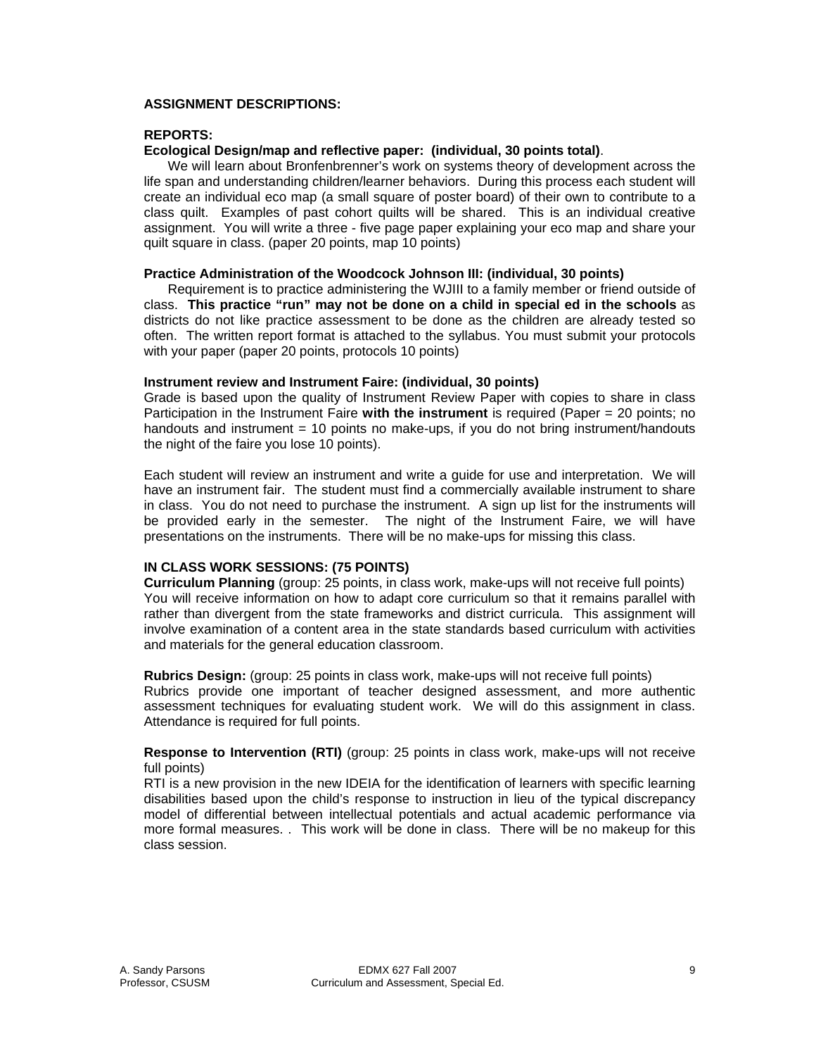**ASSIGNMENT DESCRIPTIONS:**

**REPORTS:**

**Ecological Design/map and reflective paper: (individual, 30 points total)**.

We will learn about Bronfenbrenner's work on systems theory of development across the life span and understanding children/learner behaviors. During this process each student will create an individual eco map (a small square of poster board) of their own to contribute to a class quilt. Examples of past cohort quilts will be shared. This is an individual creative assignment. You will write a three - five page paper explaining your eco map and share your quilt square in class. (paper 20 points, map 10 points)

**Practice Administration of the Woodcock Johnson III: (individual, 30 points)**

Requirement is to practice administering the WJIII to a family member or friend outside of class. **This practice "run" may not be done on a child in special ed in the schools** as districts do not like practice assessment to be done as the children are already tested so often. The written report format is attached to the syllabus. You must submit your protocols with your paper (paper 20 points, protocols 10 points)

**Instrument review and Instrument Faire: (individual, 30 points)**

Grade is based upon the quality of Instrument Review Paper with copies to share in class Participation in the Instrument Faire **with the instrument** is required (Paper = 20 points; no handouts and instrument = 10 points no make-ups, if you do not bring instrument/handouts the night of the faire you lose 10 points).

Each student will review an instrument and write a guide for use and interpretation. We will have an instrument fair. The student must find a commercially available instrument to share in class. You do not need to purchase the instrument. A sign up list for the instruments will be provided early in the semester. The night of the Instrument Faire, we will have presentations on the instruments. There will be no make-ups for missing this class.

**IN CLASS WORK SESSIONS: (75 POINTS)**

**Curriculum Planning** (group: 25 points, in class work, make-ups will not receive full points) You will receive information on how to adapt core curriculum so that it remains parallel with rather than divergent from the state frameworks and district curricula. This assignment will involve examination of a content area in the state standards based curriculum with activities and materials for the general education classroom.

**Rubrics Design:** (group: 25 points in class work, make-ups will not receive full points) Rubrics provide one important of teacher designed assessment, and more authentic assessment techniques for evaluating student work. We will do this assignment in class. Attendance is required for full points.

**Response to Intervention (RTI)** (group: 25 points in class work, make-ups will not receive full points)

RTI is a new provision in the new IDEIA for the identification of learners with specific learning disabilities based upon the child's response to instruction in lieu of the typical discrepancy model of differential between intellectual potentials and actual academic performance via more formal measures. . This work will be done in class. There will be no makeup for this class session.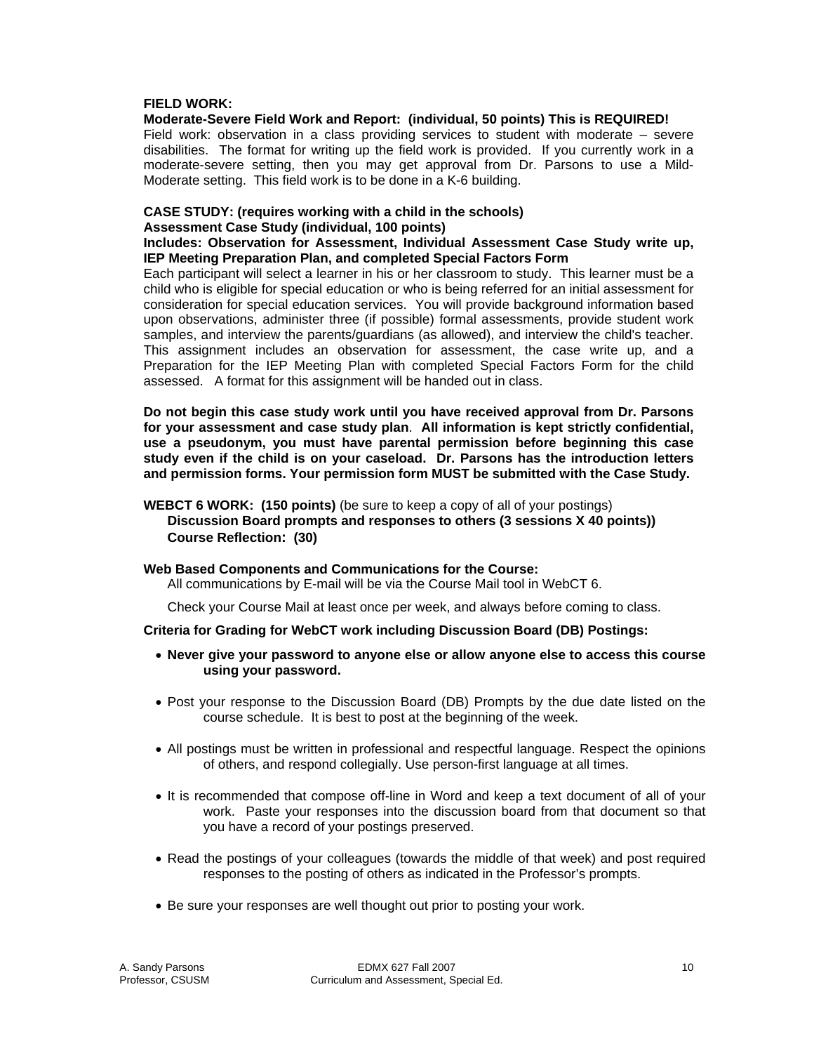**FIELD WORK:**

**Moderate-Severe Field Work and Report: (individual, 50 points) This is REQUIRED!**

Field work: observation in a class providing services to student with moderate – severe disabilities. The format for writing up the field work is provided. If you currently work in a moderate-severe setting, then you may get approval from Dr. Parsons to use a Mild-Moderate setting. This field work is to be done in a K-6 building.

**CASE STUDY: (requires working with a child in the schools)**

**Assessment Case Study (individual, 100 points)**

**Includes: Observation for Assessment, Individual Assessment Case Study write up, IEP Meeting Preparation Plan, and completed Special Factors Form**

Each participant will select a learner in his or her classroom to study. This learner must be a child who is eligible for special education or who is being referred for an initial assessment for consideration for special education services. You will provide background information based upon observations, administer three (if possible) formal assessments, provide student work samples, and interview the parents/guardians (as allowed), and interview the child's teacher. This assignment includes an observation for assessment, the case write up, and a Preparation for the IEP Meeting Plan with completed Special Factors Form for the child assessed. A format for this assignment will be handed out in class.

**Do not begin this case study work until you have received approval from Dr. Parsons for your assessment and case study plan**. **All information is kept strictly confidential, use a pseudonym, you must have parental permission before beginning this case study even if the child is on your caseload. Dr. Parsons has the introduction letters and permission forms. Your permission form MUST be submitted with the Case Study.**

**WEBCT 6 WORK: (150 points)** (be sure to keep a copy of all of your postings)

**Discussion Board prompts and responses to others (3 sessions X 40 points))**

**Course Reflection: (30)**

**Web Based Components and Communications for the Course:**

All communications by E-mail will be via the Course Mail tool in WebCT 6.

Check your Course Mail at least once per week, and always before coming to class.

**Criteria for Grading for WebCT work including Discussion Board (DB) Postings:**

- **Never give your password to anyone else or allow anyone else to access this course using your password.**
- Post your response to the Discussion Board (DB) Prompts by the due date listed on the course schedule. It is best to post at the beginning of the week.
- All postings must be written in professional and respectful language. Respect the opinions of others, and respond collegially. Use person-first language at all times.
- It is recommended that compose off-line in Word and keep a text document of all of your work. Paste your responses into the discussion board from that document so that you have a record of your postings preserved.
- Read the postings of your colleagues (towards the middle of that week) and post required responses to the posting of others as indicated in the Professor's prompts.
- Be sure your responses are well thought out prior to posting your work.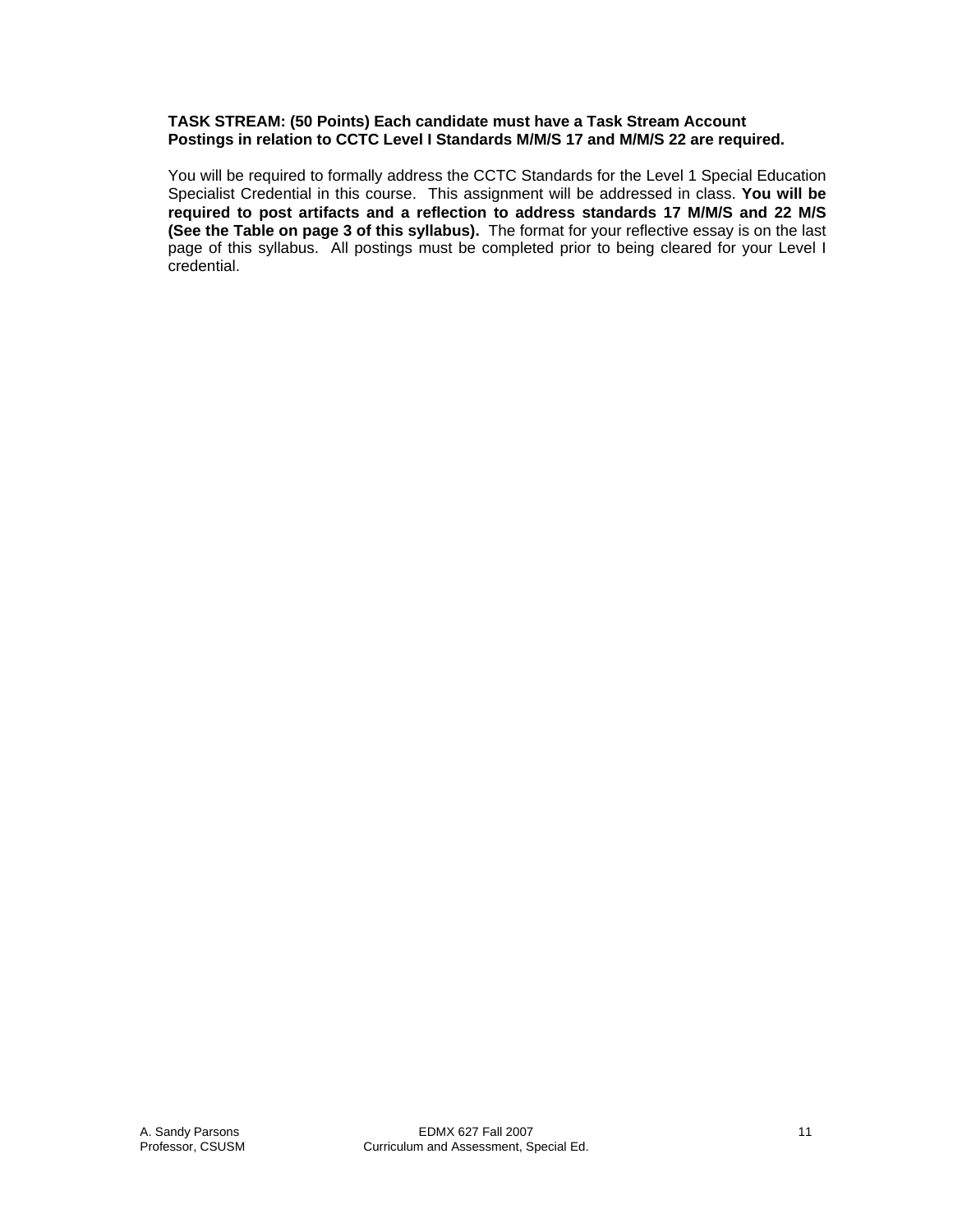**TASK STREAM: (50 Points) Each candidate must have a Task Stream Account**
**Postings in relation to CCTC Level I Standards M/M/S 17 and M/M/S 22 are required.**

You will be required to formally address the CCTC Standards for the Level 1 Special Education Specialist Credential in this course. This assignment will be addressed in class. **You will be required to post artifacts and a reflection to address standards 17 M/M/S and 22 M/S (See the Table on page 3 of this syllabus).** The format for your reflective essay is on the last page of this syllabus. All postings must be completed prior to being cleared for your Level I credential.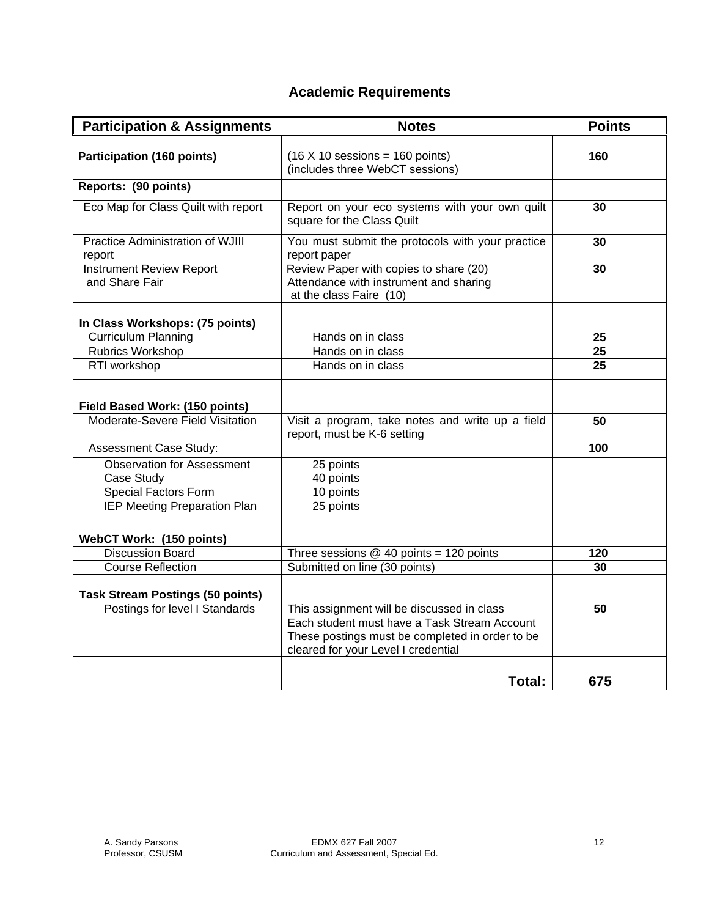## Academic Requirements

| Participation & Assignments | Notes | Points |
|---|---|---|
| **Participation (160 points)** | (16 X 10 sessions = 160 points)<br>(includes three WebCT sessions) | **160** |
| **Reports: (90 points)** | | |
| Eco Map for Class Quilt with report | Report on your eco systems with your own quilt square for the Class Quilt | **30** |
| Practice Administration of WJIII report | You must submit the protocols with your practice report paper | **30** |
| Instrument Review Report and Share Fair | Review Paper with copies to share (20)<br>Attendance with instrument and sharing at the class Faire (10) | **30** |
| **In Class Workshops: (75 points)** | | |
| Curriculum Planning | Hands on in class | **25** |
| Rubrics Workshop | Hands on in class | **25** |
| RTI workshop | Hands on in class | **25** |
| **Field Based Work: (150 points)** | | |
| Moderate-Severe Field Visitation | Visit a program, take notes and write up a field report, must be K-6 setting | **50** |
| Assessment Case Study: | | **100** |
| Observation for Assessment | 25 points | |
| Case Study | 40 points | |
| Special Factors Form | 10 points | |
| IEP Meeting Preparation Plan | 25 points | |
| **WebCT Work: (150 points)** | | |
| Discussion Board | Three sessions @ 40 points = 120 points | **120** |
| Course Reflection | Submitted on line (30 points) | **30** |
| **Task Stream Postings (50 points)** | | |
| Postings for level I Standards | This assignment will be discussed in class | **50** |
| | Each student must have a Task Stream Account These postings must be completed in order to be cleared for your Level I credential | |
| | **Total:** | **675** |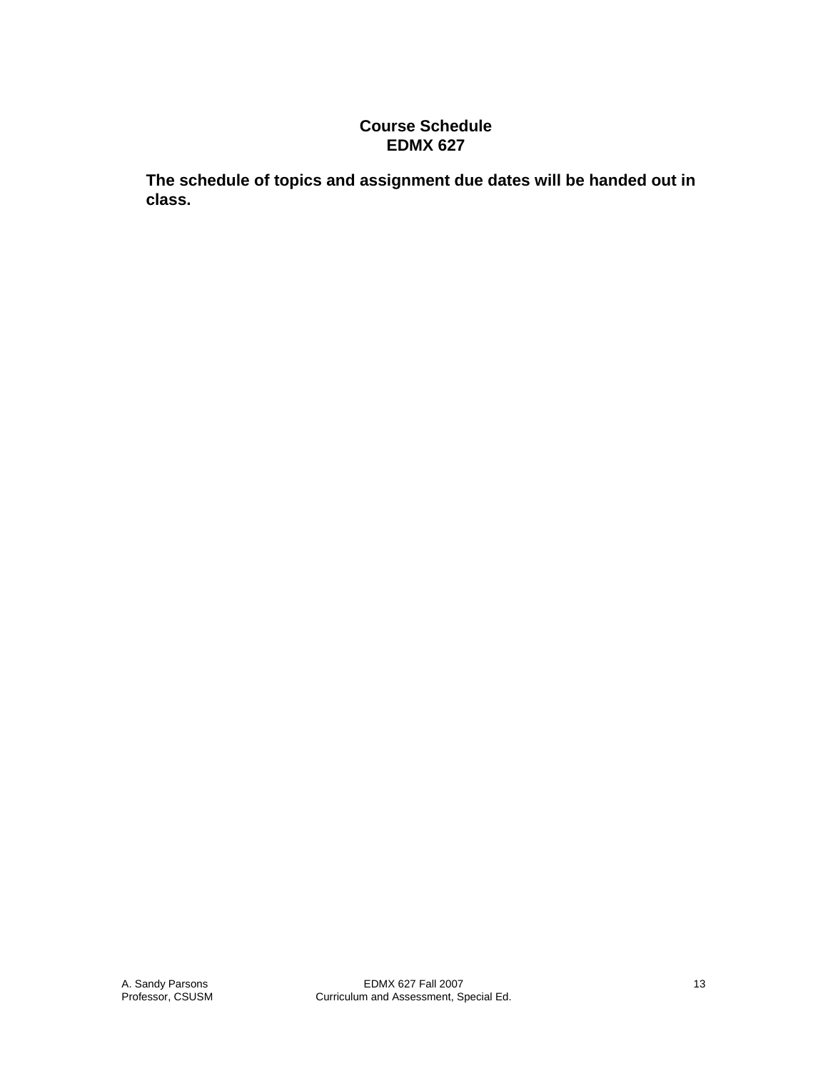## Course Schedule
## EDMX 627

**The schedule of topics and assignment due dates will be handed out in class.**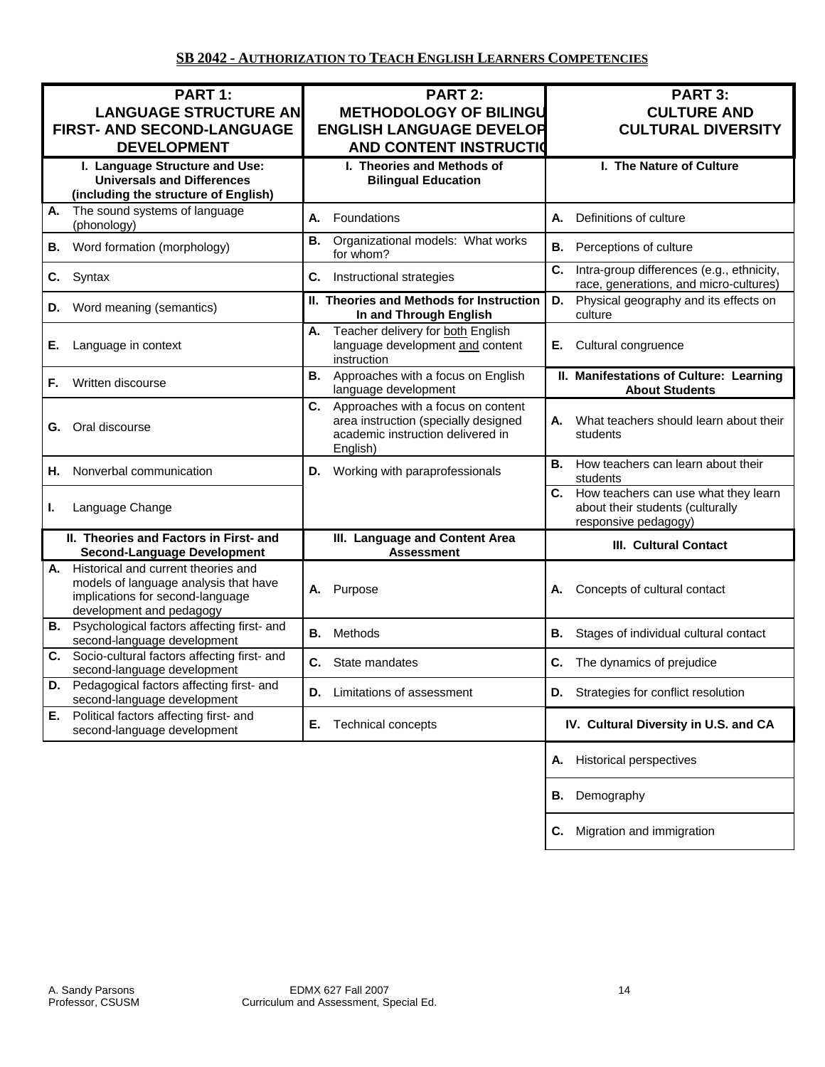## SB 2042 - AUTHORIZATION TO TEACH ENGLISH LEARNERS COMPETENCIES

| PART 1: LANGUAGE STRUCTURE AN FIRST- AND SECOND-LANGUAGE DEVELOPMENT | PART 2: METHODOLOGY OF BILINGU ENGLISH LANGUAGE DEVELOP AND CONTENT INSTRUCTIO | PART 3: CULTURE AND CULTURAL DIVERSITY |
|---|---|---|
| **I. Language Structure and Use: Universals and Differences (including the structure of English)** | **I. Theories and Methods of Bilingual Education** | **I. The Nature of Culture** |
| **A.** The sound systems of language (phonology) | **A.** Foundations | **A.** Definitions of culture |
| **B.** Word formation (morphology) | **B.** Organizational models: What works for whom? | **B.** Perceptions of culture |
| **C.** Syntax | **C.** Instructional strategies | **C.** Intra-group differences (e.g., ethnicity, race, generations, and micro-cultures) |
| **D.** Word meaning (semantics) | **II. Theories and Methods for Instruction In and Through English** | **D.** Physical geography and its effects on culture |
| **E.** Language in context | **A.** Teacher delivery for both English language development and content instruction | **E.** Cultural congruence |
| **F.** Written discourse | **B.** Approaches with a focus on English language development | **II. Manifestations of Culture: Learning About Students** |
| **G.** Oral discourse | **C.** Approaches with a focus on content area instruction (specially designed academic instruction delivered in English) | **A.** What teachers should learn about their students |
| **H.** Nonverbal communication | **D.** Working with paraprofessionals | **B.** How teachers can learn about their students |
| **I.** Language Change | | **C.** How teachers can use what they learn about their students (culturally responsive pedagogy) |
| **II. Theories and Factors in First- and Second-Language Development** | **III. Language and Content Area Assessment** | **III. Cultural Contact** |
| **A.** Historical and current theories and models of language analysis that have implications for second-language development and pedagogy | **A.** Purpose | **A.** Concepts of cultural contact |
| **B.** Psychological factors affecting first- and second-language development | **B.** Methods | **B.** Stages of individual cultural contact |
| **C.** Socio-cultural factors affecting first- and second-language development | **C.** State mandates | **C.** The dynamics of prejudice |
| **D.** Pedagogical factors affecting first- and second-language development | **D.** Limitations of assessment | **D.** Strategies for conflict resolution |
| **E.** Political factors affecting first- and second-language development | **E.** Technical concepts | **IV. Cultural Diversity in U.S. and CA** |
| | | **A.** Historical perspectives |
| | | **B.** Demography |
| | | **C.** Migration and immigration |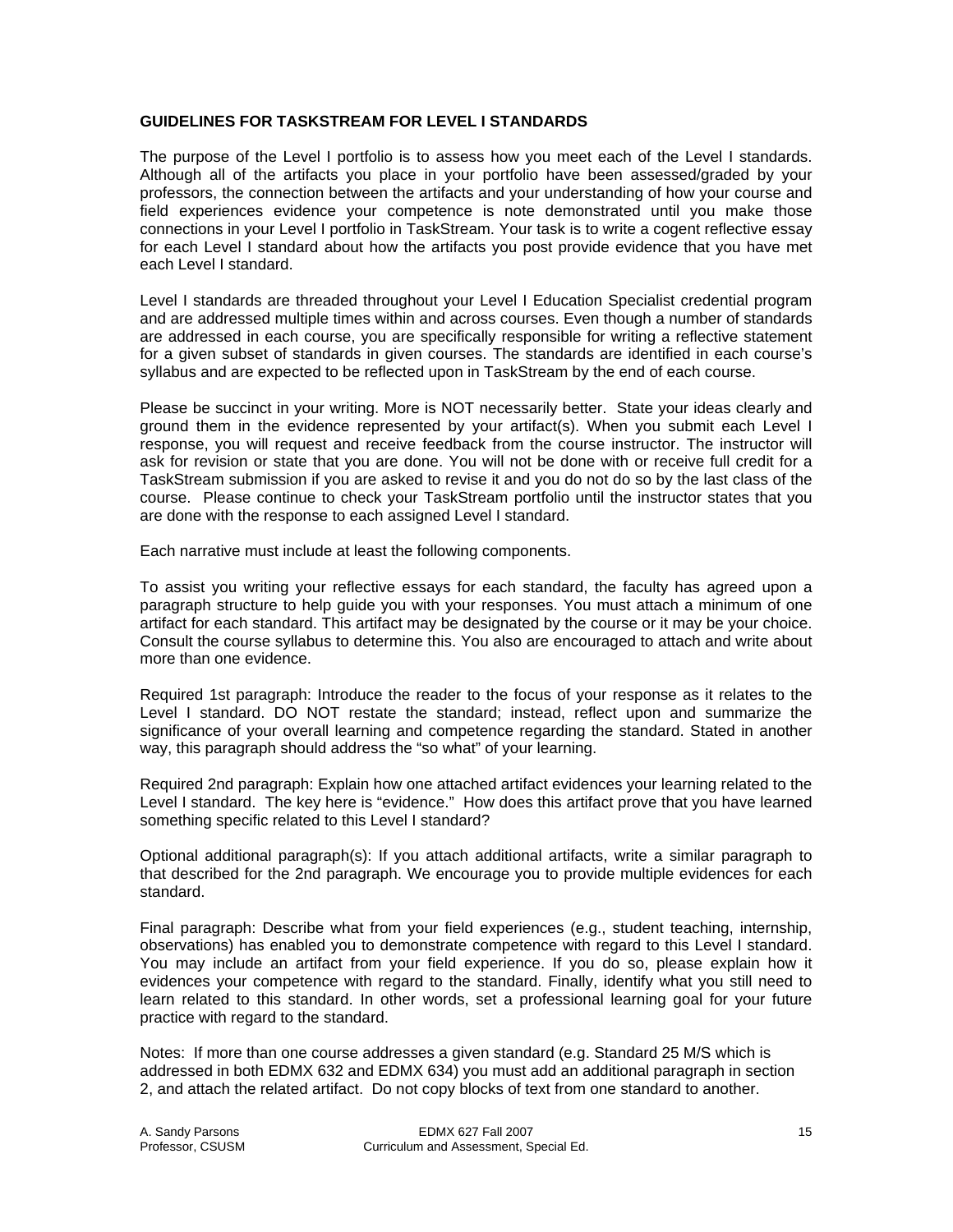**GUIDELINES FOR TASKSTREAM FOR LEVEL I STANDARDS**

The purpose of the Level I portfolio is to assess how you meet each of the Level I standards. Although all of the artifacts you place in your portfolio have been assessed/graded by your professors, the connection between the artifacts and your understanding of how your course and field experiences evidence your competence is note demonstrated until you make those connections in your Level I portfolio in TaskStream. Your task is to write a cogent reflective essay for each Level I standard about how the artifacts you post provide evidence that you have met each Level I standard.

Level I standards are threaded throughout your Level I Education Specialist credential program and are addressed multiple times within and across courses. Even though a number of standards are addressed in each course, you are specifically responsible for writing a reflective statement for a given subset of standards in given courses. The standards are identified in each course's syllabus and are expected to be reflected upon in TaskStream by the end of each course.

Please be succinct in your writing. More is NOT necessarily better. State your ideas clearly and ground them in the evidence represented by your artifact(s). When you submit each Level I response, you will request and receive feedback from the course instructor. The instructor will ask for revision or state that you are done. You will not be done with or receive full credit for a TaskStream submission if you are asked to revise it and you do not do so by the last class of the course. Please continue to check your TaskStream portfolio until the instructor states that you are done with the response to each assigned Level I standard.

Each narrative must include at least the following components.

To assist you writing your reflective essays for each standard, the faculty has agreed upon a paragraph structure to help guide you with your responses. You must attach a minimum of one artifact for each standard. This artifact may be designated by the course or it may be your choice. Consult the course syllabus to determine this. You also are encouraged to attach and write about more than one evidence.

Required 1st paragraph: Introduce the reader to the focus of your response as it relates to the Level I standard. DO NOT restate the standard; instead, reflect upon and summarize the significance of your overall learning and competence regarding the standard. Stated in another way, this paragraph should address the "so what" of your learning.

Required 2nd paragraph: Explain how one attached artifact evidences your learning related to the Level I standard. The key here is "evidence." How does this artifact prove that you have learned something specific related to this Level I standard?

Optional additional paragraph(s): If you attach additional artifacts, write a similar paragraph to that described for the 2nd paragraph. We encourage you to provide multiple evidences for each standard.

Final paragraph: Describe what from your field experiences (e.g., student teaching, internship, observations) has enabled you to demonstrate competence with regard to this Level I standard. You may include an artifact from your field experience. If you do so, please explain how it evidences your competence with regard to the standard. Finally, identify what you still need to learn related to this standard. In other words, set a professional learning goal for your future practice with regard to the standard.

Notes: If more than one course addresses a given standard (e.g. Standard 25 M/S which is addressed in both EDMX 632 and EDMX 634) you must add an additional paragraph in section 2, and attach the related artifact. Do not copy blocks of text from one standard to another.